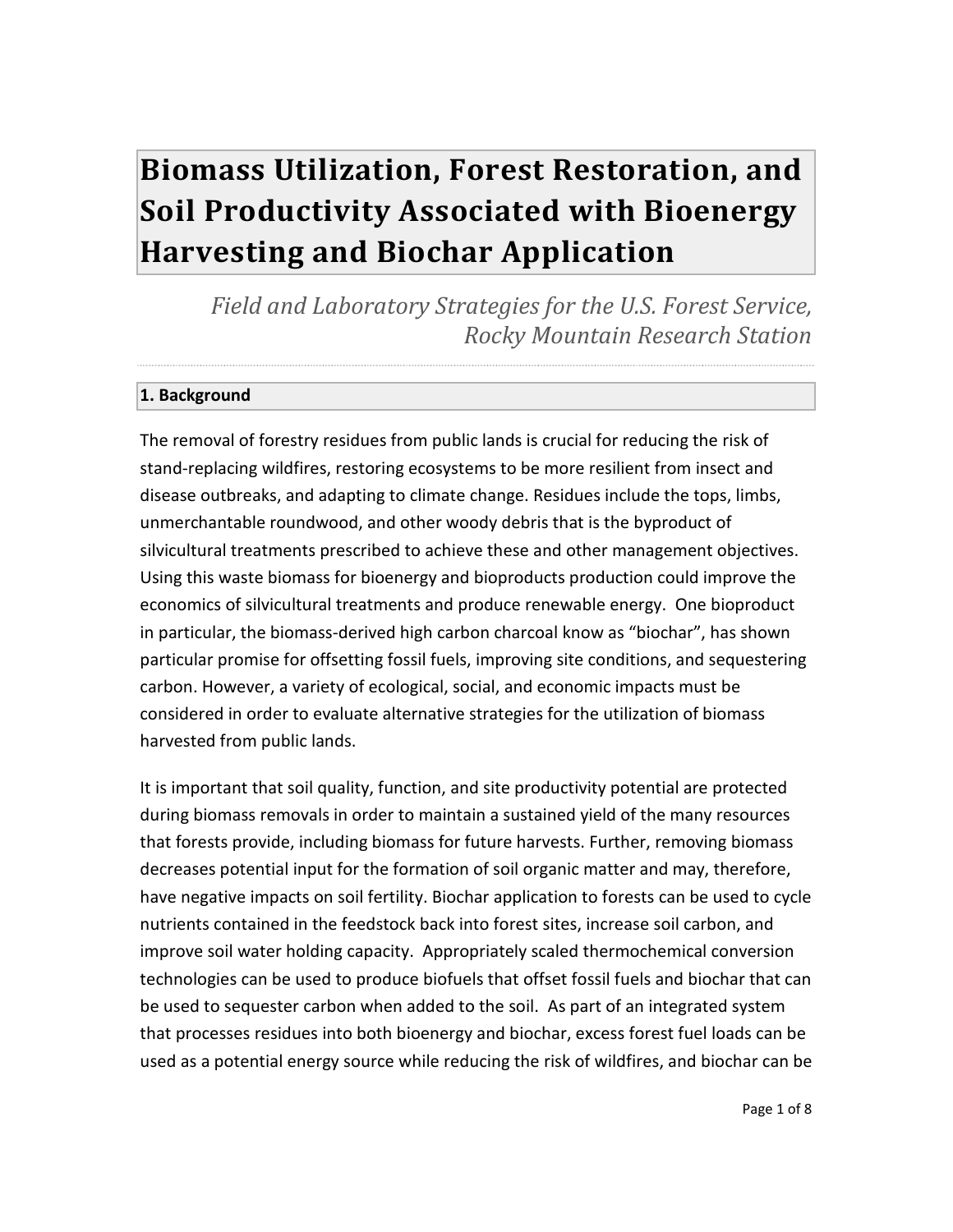# Biomass Utilization, Forest Restoration, and Soil Productivity Associated with Bioenergy Harvesting and Biochar Application

*Field and Laboratory Strategies for the U.S. Forest Service, Rocky Mountain Research Station*

## 1. Background

The removal of forestry residues from public lands is crucial for reducing the risk of stand-replacing wildfires, restoring ecosystems to be more resilient from insect and disease outbreaks, and adapting to climate change. Residues include the tops, limbs, unmerchantable roundwood, and other woody debris that is the byproduct of silvicultural treatments prescribed to achieve these and other management objectives. Using this waste biomass for bioenergy and bioproducts production could improve the economics of silvicultural treatments and produce renewable energy. One bioproduct in particular, the biomass-derived high carbon charcoal know as "biochar", has shown particular promise for offsetting fossil fuels, improving site conditions, and sequestering carbon. However, a variety of ecological, social, and economic impacts must be considered in order to evaluate alternative strategies for the utilization of biomass harvested from public lands.

It is important that soil quality, function, and site productivity potential are protected during biomass removals in order to maintain a sustained yield of the many resources that forests provide, including biomass for future harvests. Further, removing biomass decreases potential input for the formation of soil organic matter and may, therefore, have negative impacts on soil fertility. Biochar application to forests can be used to cycle nutrients contained in the feedstock back into forest sites, increase soil carbon, and improve soil water holding capacity. Appropriately scaled thermochemical conversion technologies can be used to produce biofuels that offset fossil fuels and biochar that can be used to sequester carbon when added to the soil. As part of an integrated system that processes residues into both bioenergy and biochar, excess forest fuel loads can be used as a potential energy source while reducing the risk of wildfires, and biochar can be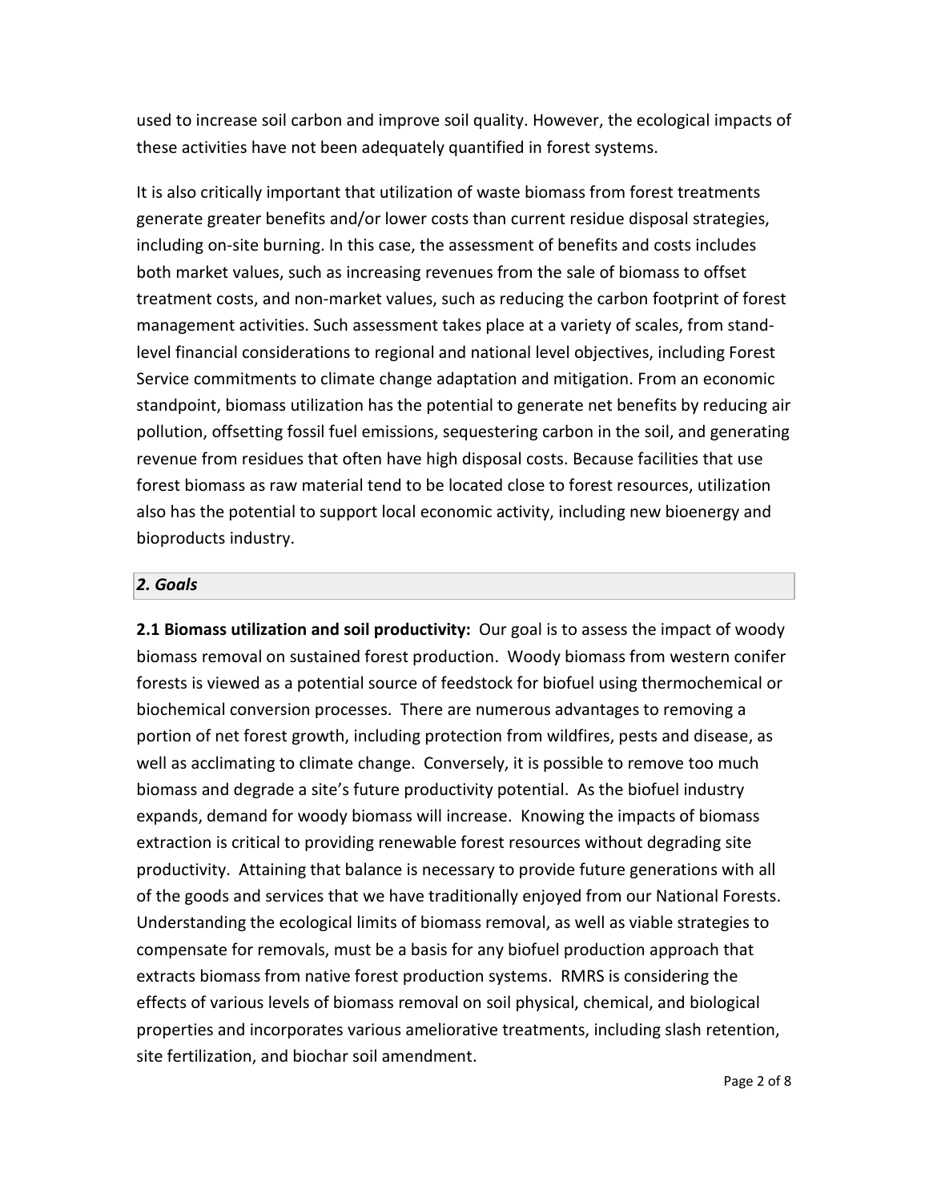used to increase soil carbon and improve soil quality. However, the ecological impacts of these activities have not been adequately quantified in forest systems.

It is also critically important that utilization of waste biomass from forest treatments generate greater benefits and/or lower costs than current residue disposal strategies, including on-site burning. In this case, the assessment of benefits and costs includes both market values, such as increasing revenues from the sale of biomass to offset treatment costs, and non-market values, such as reducing the carbon footprint of forest management activities. Such assessment takes place at a variety of scales, from stand-level financial considerations to regional and national level objectives, including Forest Service commitments to climate change adaptation and mitigation. From an economic standpoint, biomass utilization has the potential to generate net benefits by reducing air pollution, offsetting fossil fuel emissions, sequestering carbon in the soil, and generating revenue from residues that often have high disposal costs. Because facilities that use forest biomass as raw material tend to be located close to forest resources, utilization also has the potential to support local economic activity, including new bioenergy and bioproducts industry.

## *2. Goals*

**2.1 Biomass utilization and soil productivity:** Our goal is to assess the impact of woody biomass removal on sustained forest production. Woody biomass from western conifer forests is viewed as a potential source of feedstock for biofuel using thermochemical or biochemical conversion processes. There are numerous advantages to removing a portion of net forest growth, including protection from wildfires, pests and disease, as well as acclimating to climate change. Conversely, it is possible to remove too much biomass and degrade a site's future productivity potential. As the biofuel industry expands, demand for woody biomass will increase. Knowing the impacts of biomass extraction is critical to providing renewable forest resources without degrading site productivity. Attaining that balance is necessary to provide future generations with all of the goods and services that we have traditionally enjoyed from our National Forests. Understanding the ecological limits of biomass removal, as well as viable strategies to compensate for removals, must be a basis for any biofuel production approach that extracts biomass from native forest production systems. RMRS is considering the effects of various levels of biomass removal on soil physical, chemical, and biological properties and incorporates various ameliorative treatments, including slash retention, site fertilization, and biochar soil amendment.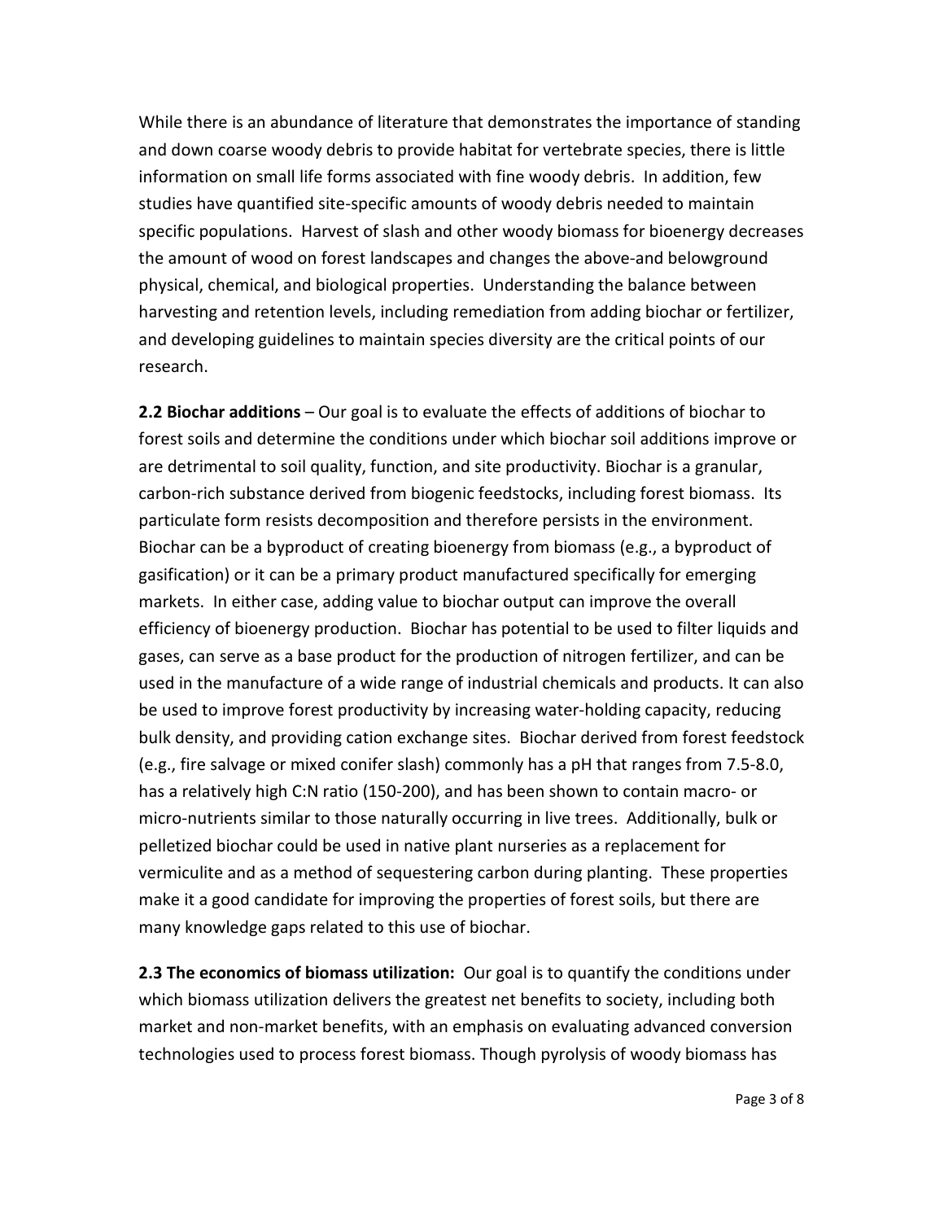While there is an abundance of literature that demonstrates the importance of standing and down coarse woody debris to provide habitat for vertebrate species, there is little information on small life forms associated with fine woody debris. In addition, few studies have quantified site-specific amounts of woody debris needed to maintain specific populations. Harvest of slash and other woody biomass for bioenergy decreases the amount of wood on forest landscapes and changes the above-and belowground physical, chemical, and biological properties. Understanding the balance between harvesting and retention levels, including remediation from adding biochar or fertilizer, and developing guidelines to maintain species diversity are the critical points of our research.

**2.2 Biochar additions** – Our goal is to evaluate the effects of additions of biochar to forest soils and determine the conditions under which biochar soil additions improve or are detrimental to soil quality, function, and site productivity. Biochar is a granular, carbon-rich substance derived from biogenic feedstocks, including forest biomass. Its particulate form resists decomposition and therefore persists in the environment. Biochar can be a byproduct of creating bioenergy from biomass (e.g., a byproduct of gasification) or it can be a primary product manufactured specifically for emerging markets. In either case, adding value to biochar output can improve the overall efficiency of bioenergy production. Biochar has potential to be used to filter liquids and gases, can serve as a base product for the production of nitrogen fertilizer, and can be used in the manufacture of a wide range of industrial chemicals and products. It can also be used to improve forest productivity by increasing water-holding capacity, reducing bulk density, and providing cation exchange sites. Biochar derived from forest feedstock (e.g., fire salvage or mixed conifer slash) commonly has a pH that ranges from 7.5-8.0, has a relatively high C:N ratio (150-200), and has been shown to contain macro- or micro-nutrients similar to those naturally occurring in live trees. Additionally, bulk or pelletized biochar could be used in native plant nurseries as a replacement for vermiculite and as a method of sequestering carbon during planting. These properties make it a good candidate for improving the properties of forest soils, but there are many knowledge gaps related to this use of biochar.

**2.3 The economics of biomass utilization:** Our goal is to quantify the conditions under which biomass utilization delivers the greatest net benefits to society, including both market and non-market benefits, with an emphasis on evaluating advanced conversion technologies used to process forest biomass. Though pyrolysis of woody biomass has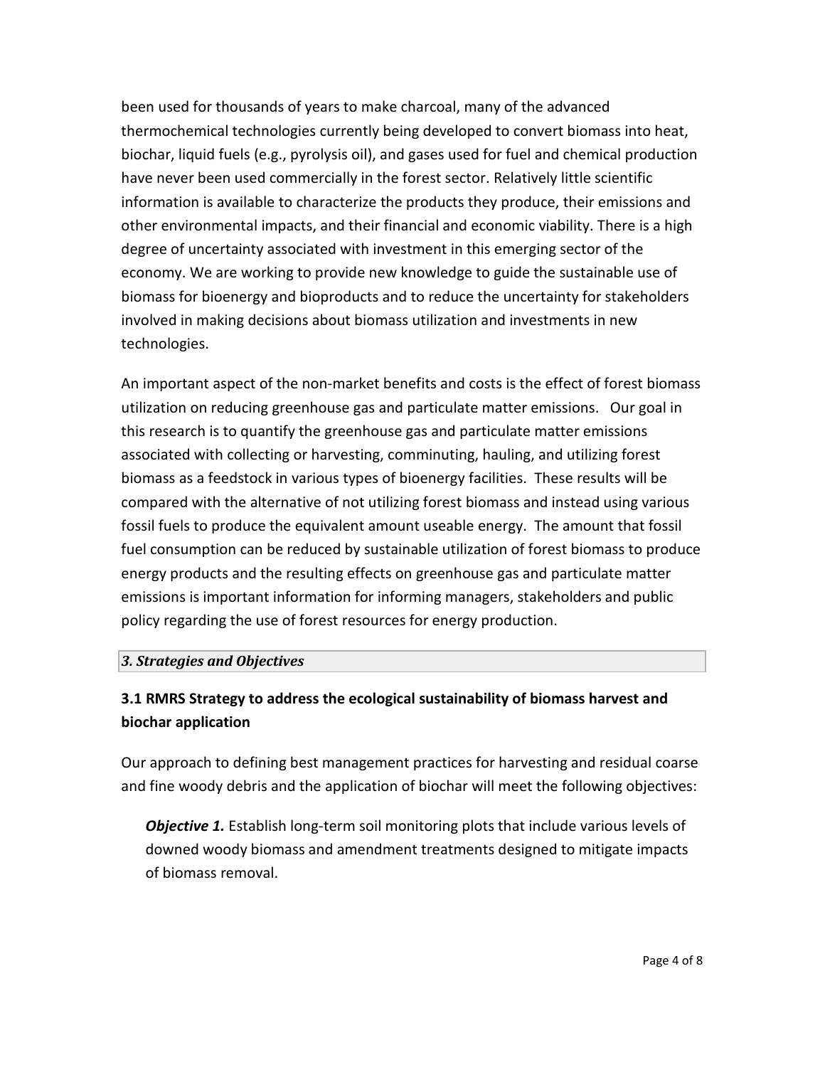been used for thousands of years to make charcoal, many of the advanced thermochemical technologies currently being developed to convert biomass into heat, biochar, liquid fuels (e.g., pyrolysis oil), and gases used for fuel and chemical production have never been used commercially in the forest sector. Relatively little scientific information is available to characterize the products they produce, their emissions and other environmental impacts, and their financial and economic viability. There is a high degree of uncertainty associated with investment in this emerging sector of the economy. We are working to provide new knowledge to guide the sustainable use of biomass for bioenergy and bioproducts and to reduce the uncertainty for stakeholders involved in making decisions about biomass utilization and investments in new technologies.

An important aspect of the non-market benefits and costs is the effect of forest biomass utilization on reducing greenhouse gas and particulate matter emissions. Our goal in this research is to quantify the greenhouse gas and particulate matter emissions associated with collecting or harvesting, comminuting, hauling, and utilizing forest biomass as a feedstock in various types of bioenergy facilities. These results will be compared with the alternative of not utilizing forest biomass and instead using various fossil fuels to produce the equivalent amount useable energy. The amount that fossil fuel consumption can be reduced by sustainable utilization of forest biomass to produce energy products and the resulting effects on greenhouse gas and particulate matter emissions is important information for informing managers, stakeholders and public policy regarding the use of forest resources for energy production.

## *3. Strategies and Objectives*

### 3.1 RMRS Strategy to address the ecological sustainability of biomass harvest and biochar application

Our approach to defining best management practices for harvesting and residual coarse and fine woody debris and the application of biochar will meet the following objectives:

***Objective 1.*** Establish long-term soil monitoring plots that include various levels of downed woody biomass and amendment treatments designed to mitigate impacts of biomass removal.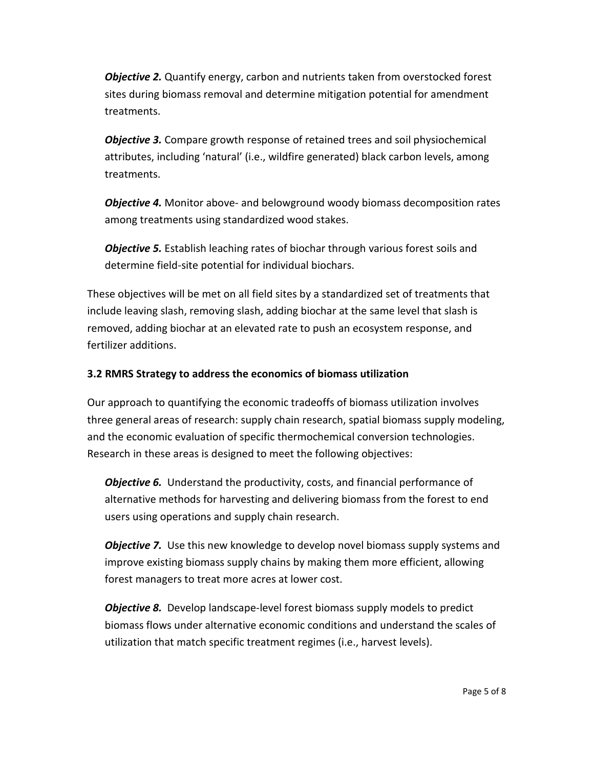*Objective 2.* Quantify energy, carbon and nutrients taken from overstocked forest sites during biomass removal and determine mitigation potential for amendment treatments.

*Objective 3.* Compare growth response of retained trees and soil physiochemical attributes, including 'natural' (i.e., wildfire generated) black carbon levels, among treatments.

*Objective 4.* Monitor above- and belowground woody biomass decomposition rates among treatments using standardized wood stakes.

*Objective 5.* Establish leaching rates of biochar through various forest soils and determine field-site potential for individual biochars.

These objectives will be met on all field sites by a standardized set of treatments that include leaving slash, removing slash, adding biochar at the same level that slash is removed, adding biochar at an elevated rate to push an ecosystem response, and fertilizer additions.

### 3.2 RMRS Strategy to address the economics of biomass utilization

Our approach to quantifying the economic tradeoffs of biomass utilization involves three general areas of research: supply chain research, spatial biomass supply modeling, and the economic evaluation of specific thermochemical conversion technologies. Research in these areas is designed to meet the following objectives:

*Objective 6.* Understand the productivity, costs, and financial performance of alternative methods for harvesting and delivering biomass from the forest to end users using operations and supply chain research.

*Objective 7.* Use this new knowledge to develop novel biomass supply systems and improve existing biomass supply chains by making them more efficient, allowing forest managers to treat more acres at lower cost.

*Objective 8.* Develop landscape-level forest biomass supply models to predict biomass flows under alternative economic conditions and understand the scales of utilization that match specific treatment regimes (i.e., harvest levels).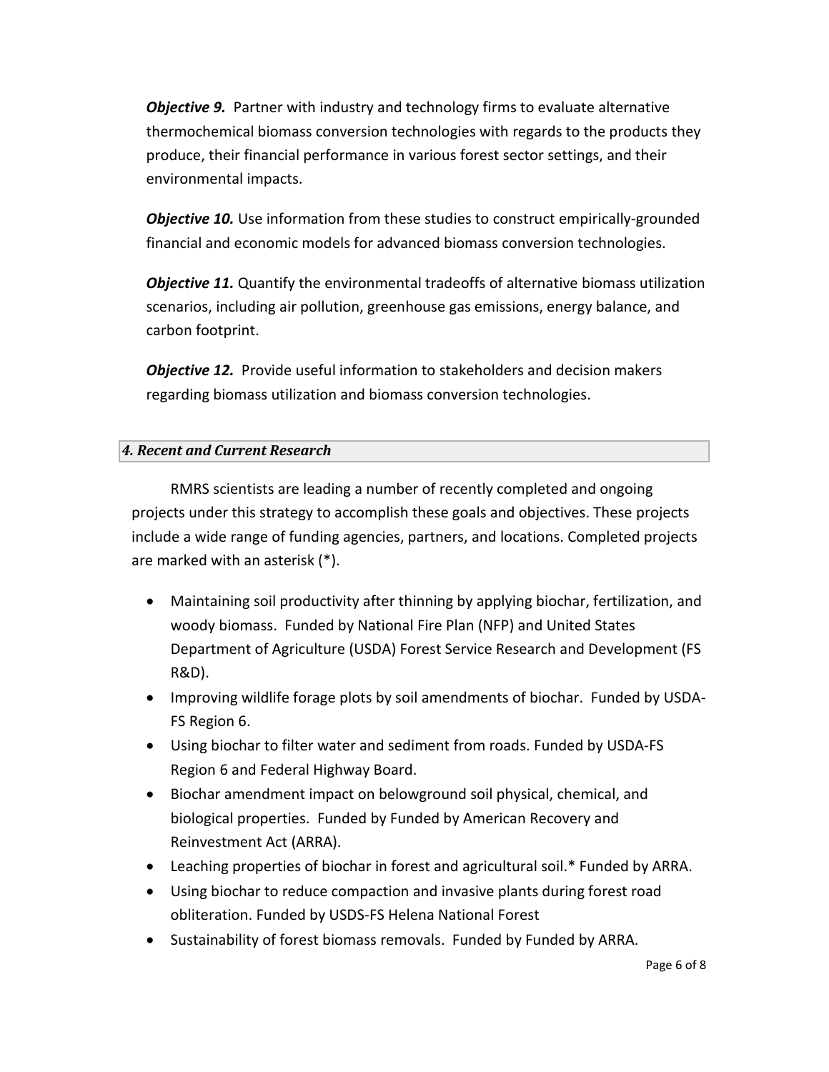***Objective 9.*** Partner with industry and technology firms to evaluate alternative thermochemical biomass conversion technologies with regards to the products they produce, their financial performance in various forest sector settings, and their environmental impacts.

***Objective 10.*** Use information from these studies to construct empirically-grounded financial and economic models for advanced biomass conversion technologies.

***Objective 11.*** Quantify the environmental tradeoffs of alternative biomass utilization scenarios, including air pollution, greenhouse gas emissions, energy balance, and carbon footprint.

***Objective 12.*** Provide useful information to stakeholders and decision makers regarding biomass utilization and biomass conversion technologies.

## *4. Recent and Current Research*

RMRS scientists are leading a number of recently completed and ongoing projects under this strategy to accomplish these goals and objectives. These projects include a wide range of funding agencies, partners, and locations. Completed projects are marked with an asterisk (*).

- Maintaining soil productivity after thinning by applying biochar, fertilization, and woody biomass. Funded by National Fire Plan (NFP) and United States Department of Agriculture (USDA) Forest Service Research and Development (FS R&D).
- Improving wildlife forage plots by soil amendments of biochar. Funded by USDA-FS Region 6.
- Using biochar to filter water and sediment from roads. Funded by USDA-FS Region 6 and Federal Highway Board.
- Biochar amendment impact on belowground soil physical, chemical, and biological properties. Funded by Funded by American Recovery and Reinvestment Act (ARRA).
- Leaching properties of biochar in forest and agricultural soil.* Funded by ARRA.
- Using biochar to reduce compaction and invasive plants during forest road obliteration. Funded by USDS-FS Helena National Forest
- Sustainability of forest biomass removals. Funded by Funded by ARRA.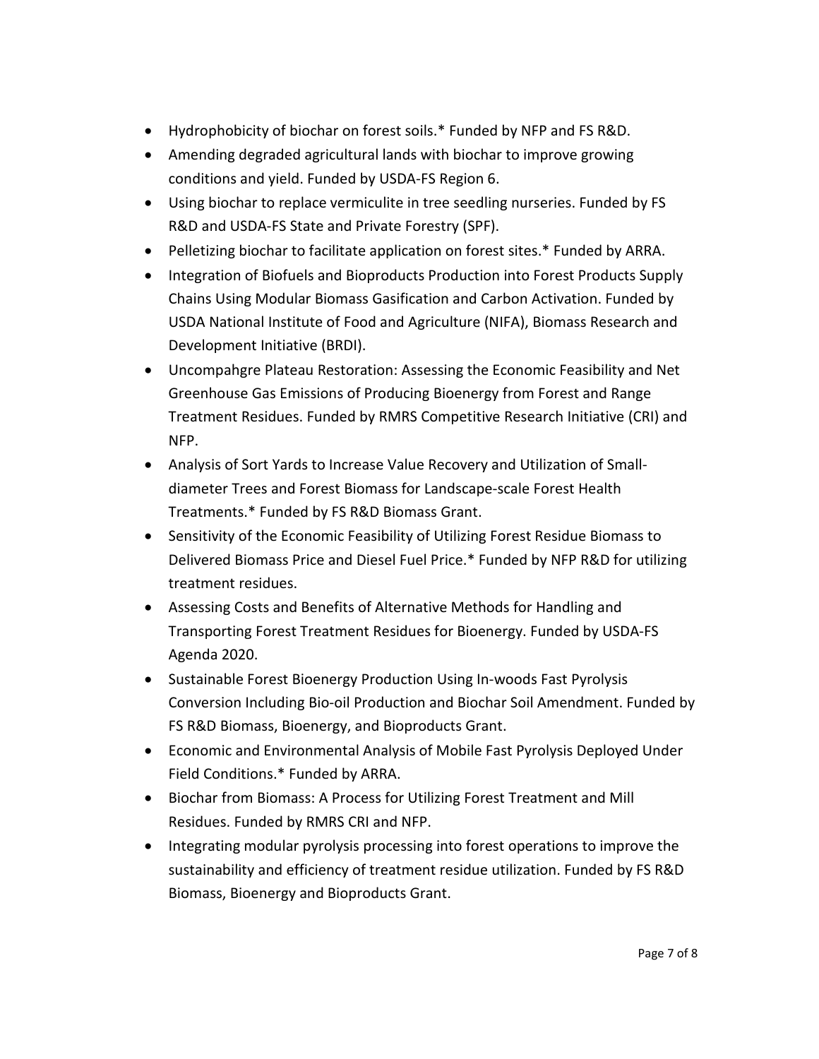- Hydrophobicity of biochar on forest soils.* Funded by NFP and FS R&D.
- Amending degraded agricultural lands with biochar to improve growing conditions and yield. Funded by USDA-FS Region 6.
- Using biochar to replace vermiculite in tree seedling nurseries. Funded by FS R&D and USDA-FS State and Private Forestry (SPF).
- Pelletizing biochar to facilitate application on forest sites.* Funded by ARRA.
- Integration of Biofuels and Bioproducts Production into Forest Products Supply Chains Using Modular Biomass Gasification and Carbon Activation. Funded by USDA National Institute of Food and Agriculture (NIFA), Biomass Research and Development Initiative (BRDI).
- Uncompahgre Plateau Restoration: Assessing the Economic Feasibility and Net Greenhouse Gas Emissions of Producing Bioenergy from Forest and Range Treatment Residues. Funded by RMRS Competitive Research Initiative (CRI) and NFP.
- Analysis of Sort Yards to Increase Value Recovery and Utilization of Small-diameter Trees and Forest Biomass for Landscape-scale Forest Health Treatments.* Funded by FS R&D Biomass Grant.
- Sensitivity of the Economic Feasibility of Utilizing Forest Residue Biomass to Delivered Biomass Price and Diesel Fuel Price.* Funded by NFP R&D for utilizing treatment residues.
- Assessing Costs and Benefits of Alternative Methods for Handling and Transporting Forest Treatment Residues for Bioenergy. Funded by USDA-FS Agenda 2020.
- Sustainable Forest Bioenergy Production Using In-woods Fast Pyrolysis Conversion Including Bio-oil Production and Biochar Soil Amendment. Funded by FS R&D Biomass, Bioenergy, and Bioproducts Grant.
- Economic and Environmental Analysis of Mobile Fast Pyrolysis Deployed Under Field Conditions.* Funded by ARRA.
- Biochar from Biomass: A Process for Utilizing Forest Treatment and Mill Residues. Funded by RMRS CRI and NFP.
- Integrating modular pyrolysis processing into forest operations to improve the sustainability and efficiency of treatment residue utilization. Funded by FS R&D Biomass, Bioenergy and Bioproducts Grant.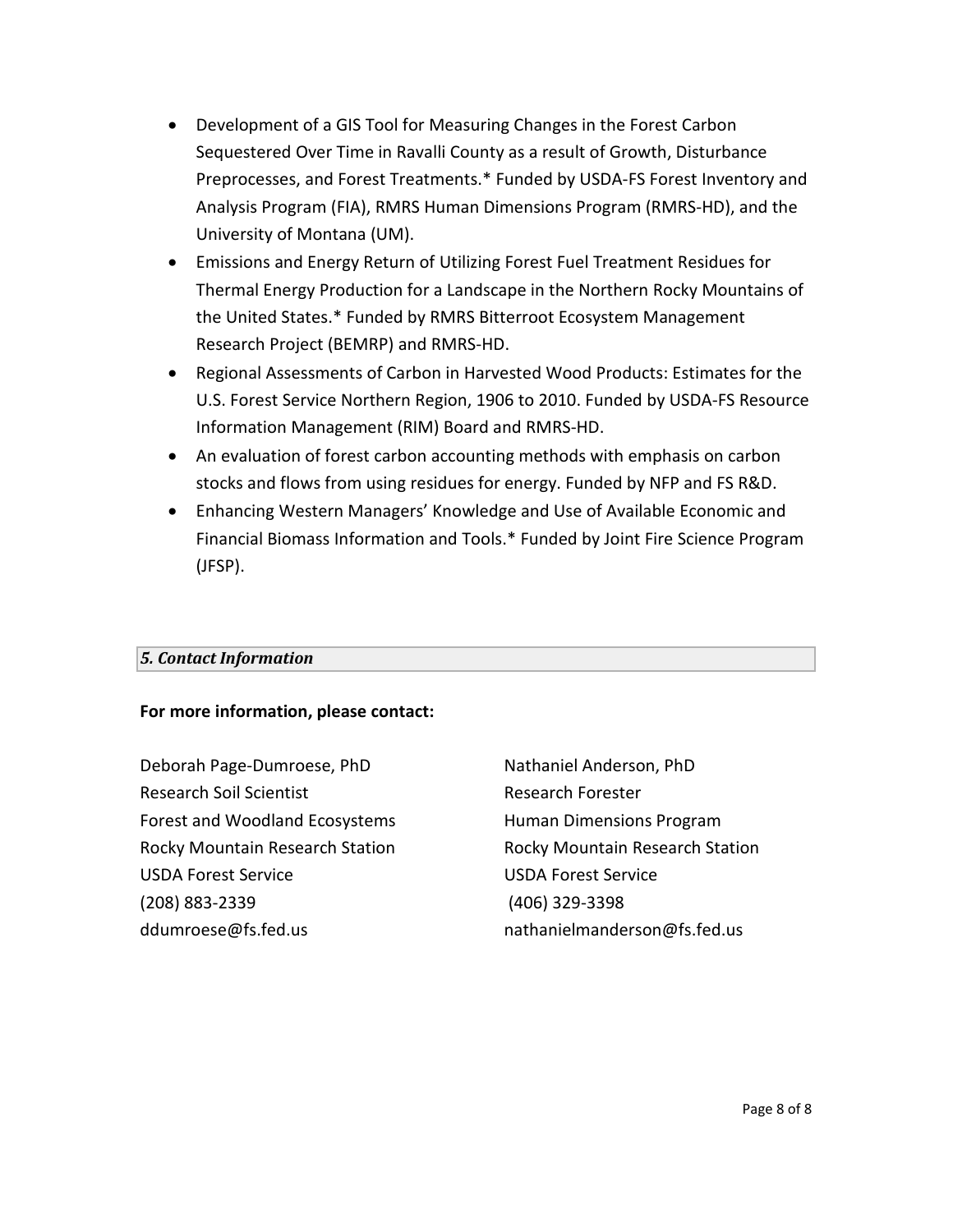- Development of a GIS Tool for Measuring Changes in the Forest Carbon Sequestered Over Time in Ravalli County as a result of Growth, Disturbance Preprocesses, and Forest Treatments.* Funded by USDA-FS Forest Inventory and Analysis Program (FIA), RMRS Human Dimensions Program (RMRS-HD), and the University of Montana (UM).
- Emissions and Energy Return of Utilizing Forest Fuel Treatment Residues for Thermal Energy Production for a Landscape in the Northern Rocky Mountains of the United States.* Funded by RMRS Bitterroot Ecosystem Management Research Project (BEMRP) and RMRS-HD.
- Regional Assessments of Carbon in Harvested Wood Products: Estimates for the U.S. Forest Service Northern Region, 1906 to 2010. Funded by USDA-FS Resource Information Management (RIM) Board and RMRS-HD.
- An evaluation of forest carbon accounting methods with emphasis on carbon stocks and flows from using residues for energy. Funded by NFP and FS R&D.
- Enhancing Western Managers' Knowledge and Use of Available Economic and Financial Biomass Information and Tools.* Funded by Joint Fire Science Program (JFSP).

## *5. Contact Information*

**For more information, please contact:**

Deborah Page-Dumroese, PhD
Research Soil Scientist
Forest and Woodland Ecosystems
Rocky Mountain Research Station
USDA Forest Service
(208) 883-2339
ddumroese@fs.fed.us

Nathaniel Anderson, PhD
Research Forester
Human Dimensions Program
Rocky Mountain Research Station
USDA Forest Service
(406) 329-3398
nathanielmanderson@fs.fed.us